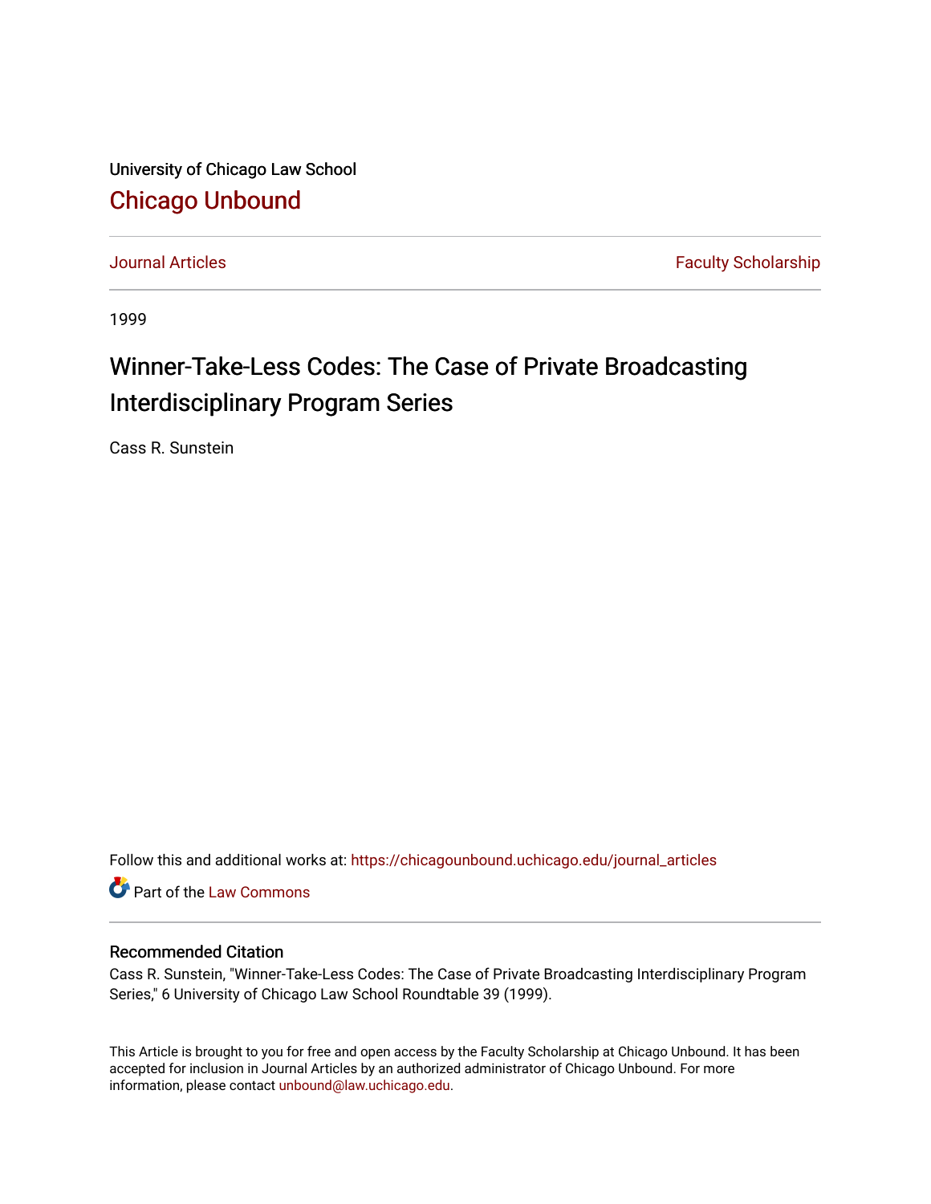University of Chicago Law School

## Chicago Unbound

Journal Articles | Faculty Scholarship

1999

# Winner-Take-Less Codes: The Case of Private Broadcasting Interdisciplinary Program Series

Cass R. Sunstein

Follow this and additional works at: https://chicagounbound.uchicago.edu/journal_articles

Part of the Law Commons

### Recommended Citation

Cass R. Sunstein, "Winner-Take-Less Codes: The Case of Private Broadcasting Interdisciplinary Program Series," 6 University of Chicago Law School Roundtable 39 (1999).

This Article is brought to you for free and open access by the Faculty Scholarship at Chicago Unbound. It has been accepted for inclusion in Journal Articles by an authorized administrator of Chicago Unbound. For more information, please contact unbound@law.uchicago.edu.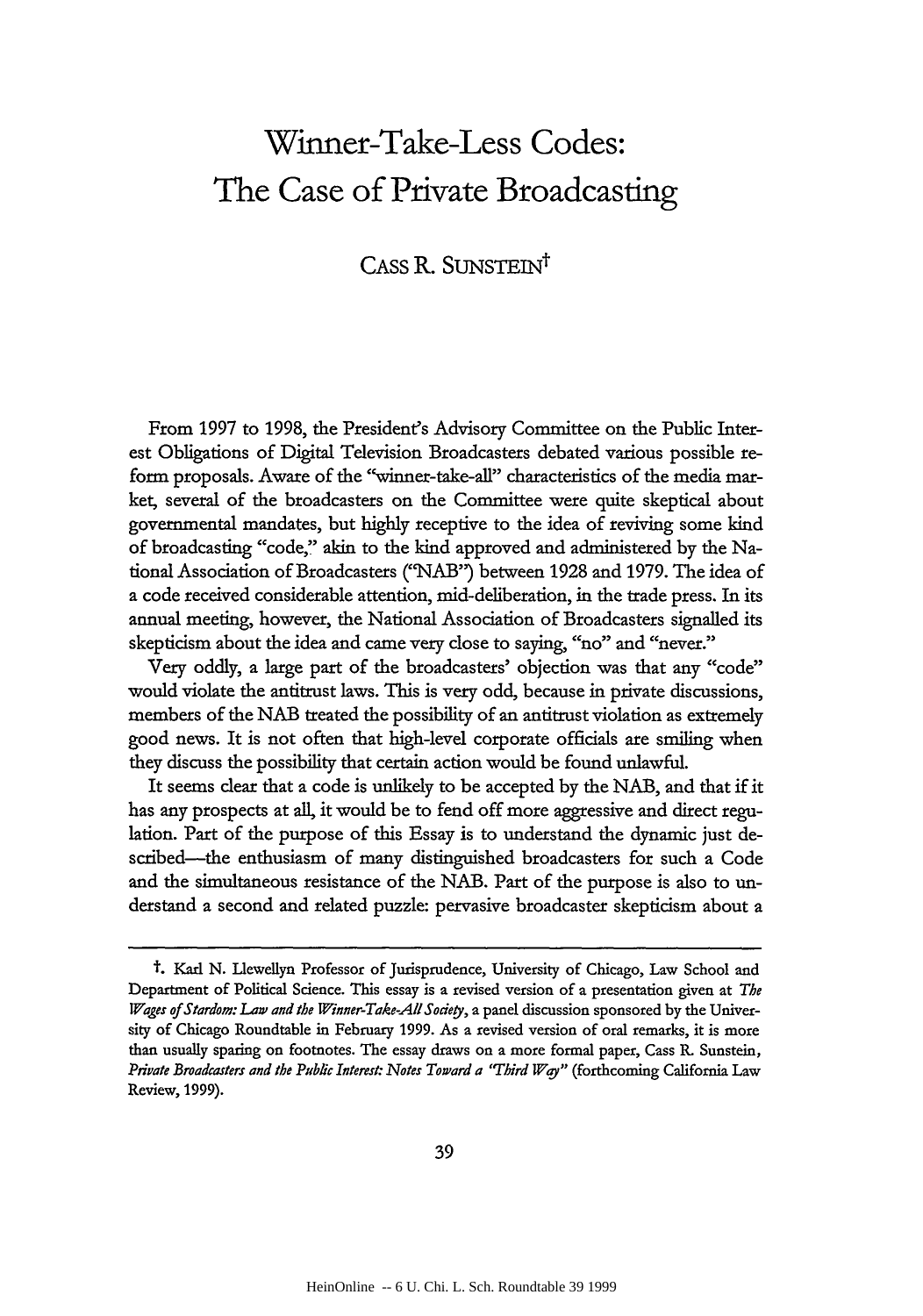# Winner-Take-Less Codes: The Case of Private Broadcasting

CASS R. SUNSTEIN[†]

From 1997 to 1998, the President's Advisory Committee on the Public Interest Obligations of Digital Television Broadcasters debated various possible reform proposals. Aware of the "winner-take-all" characteristics of the media market, several of the broadcasters on the Committee were quite skeptical about governmental mandates, but highly receptive to the idea of reviving some kind of broadcasting "code," akin to the kind approved and administered by the National Association of Broadcasters ("NAB") between 1928 and 1979. The idea of a code received considerable attention, mid-deliberation, in the trade press. In its annual meeting, however, the National Association of Broadcasters signalled its skepticism about the idea and came very close to saying, "no" and "never."

Very oddly, a large part of the broadcasters' objection was that any "code" would violate the antitrust laws. This is very odd, because in private discussions, members of the NAB treated the possibility of an antitrust violation as extremely good news. It is not often that high-level corporate officials are smiling when they discuss the possibility that certain action would be found unlawful.

It seems clear that a code is unlikely to be accepted by the NAB, and that if it has any prospects at all, it would be to fend off more aggressive and direct regulation. Part of the purpose of this Essay is to understand the dynamic just described—the enthusiasm of many distinguished broadcasters for such a Code and the simultaneous resistance of the NAB. Part of the purpose is also to understand a second and related puzzle: pervasive broadcaster skepticism about a

---

[†]. Karl N. Llewellyn Professor of Jurisprudence, University of Chicago, Law School and Department of Political Science. This essay is a revised version of a presentation given at *The Wages of Stardom: Law and the Winner-Take-All Society*, a panel discussion sponsored by the University of Chicago Roundtable in February 1999. As a revised version of oral remarks, it is more than usually sparing on footnotes. The essay draws on a more formal paper, Cass R. Sunstein, *Private Broadcasters and the Public Interest: Notes Toward a "Third Way"* (forthcoming California Law Review, 1999).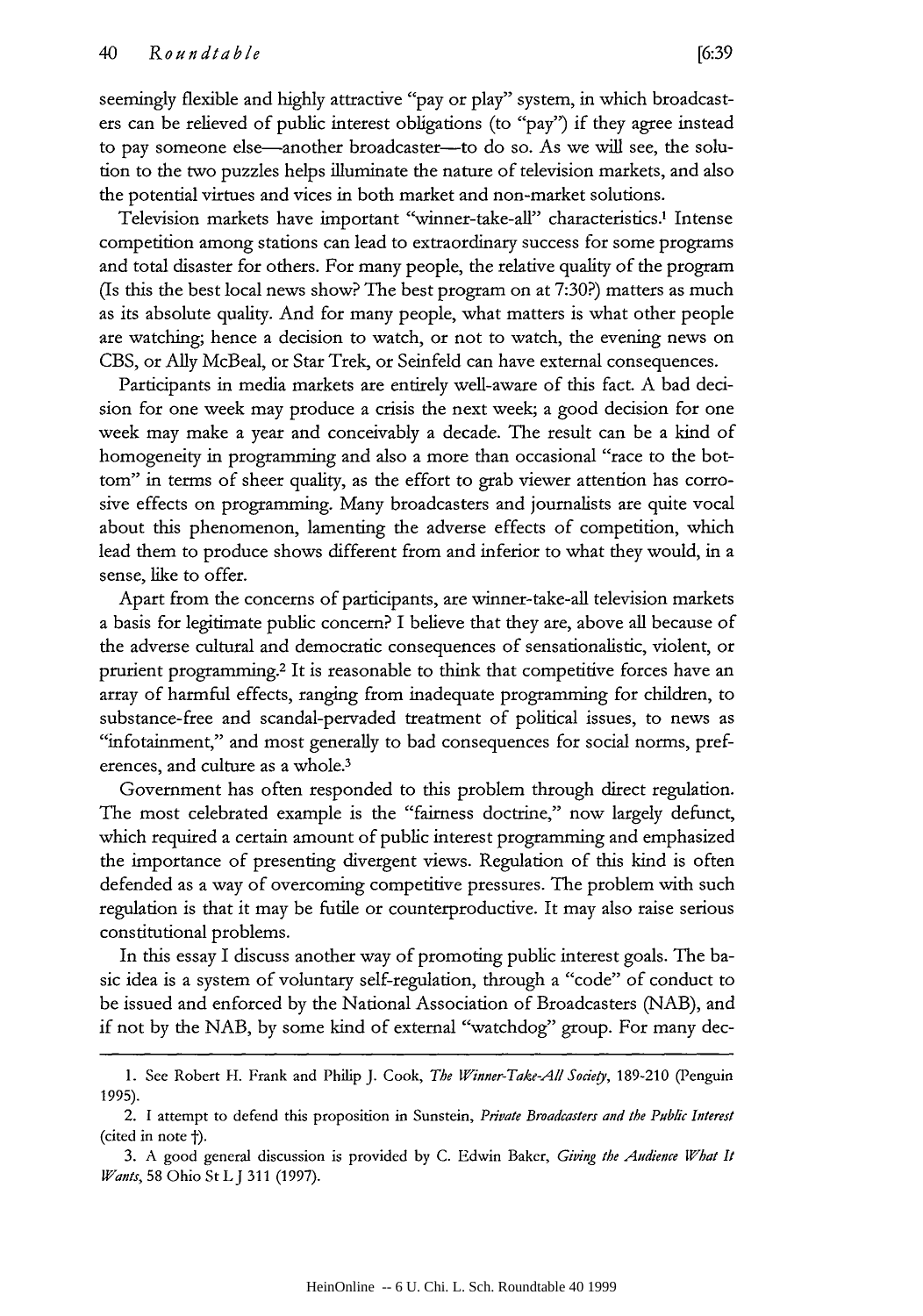seemingly flexible and highly attractive "pay or play" system, in which broadcasters can be relieved of public interest obligations (to "pay") if they agree instead to pay someone else—another broadcaster—to do so. As we will see, the solution to the two puzzles helps illuminate the nature of television markets, and also the potential virtues and vices in both market and non-market solutions.

Television markets have important "winner-take-all" characteristics.[1] Intense competition among stations can lead to extraordinary success for some programs and total disaster for others. For many people, the relative quality of the program (Is this the best local news show? The best program on at 7:30?) matters as much as its absolute quality. And for many people, what matters is what other people are watching; hence a decision to watch, or not to watch, the evening news on CBS, or Ally McBeal, or Star Trek, or Seinfeld can have external consequences.

Participants in media markets are entirely well-aware of this fact. A bad decision for one week may produce a crisis the next week; a good decision for one week may make a year and conceivably a decade. The result can be a kind of homogeneity in programming and also a more than occasional "race to the bottom" in terms of sheer quality, as the effort to grab viewer attention has corrosive effects on programming. Many broadcasters and journalists are quite vocal about this phenomenon, lamenting the adverse effects of competition, which lead them to produce shows different from and inferior to what they would, in a sense, like to offer.

Apart from the concerns of participants, are winner-take-all television markets a basis for legitimate public concern? I believe that they are, above all because of the adverse cultural and democratic consequences of sensationalistic, violent, or prurient programming.[2] It is reasonable to think that competitive forces have an array of harmful effects, ranging from inadequate programming for children, to substance-free and scandal-pervaded treatment of political issues, to news as "infotainment," and most generally to bad consequences for social norms, preferences, and culture as a whole.[3]

Government has often responded to this problem through direct regulation. The most celebrated example is the "fairness doctrine," now largely defunct, which required a certain amount of public interest programming and emphasized the importance of presenting divergent views. Regulation of this kind is often defended as a way of overcoming competitive pressures. The problem with such regulation is that it may be futile or counterproductive. It may also raise serious constitutional problems.

In this essay I discuss another way of promoting public interest goals. The basic idea is a system of voluntary self-regulation, through a "code" of conduct to be issued and enforced by the National Association of Broadcasters (NAB), and if not by the NAB, by some kind of external "watchdog" group. For many dec-

---

1. See Robert H. Frank and Philip J. Cook, *The Winner-Take-All Society*, 189-210 (Penguin 1995).

2. I attempt to defend this proposition in Sunstein, *Private Broadcasters and the Public Interest* (cited in note †).

3. A good general discussion is provided by C. Edwin Baker, *Giving the Audience What It Wants*, 58 Ohio St L J 311 (1997).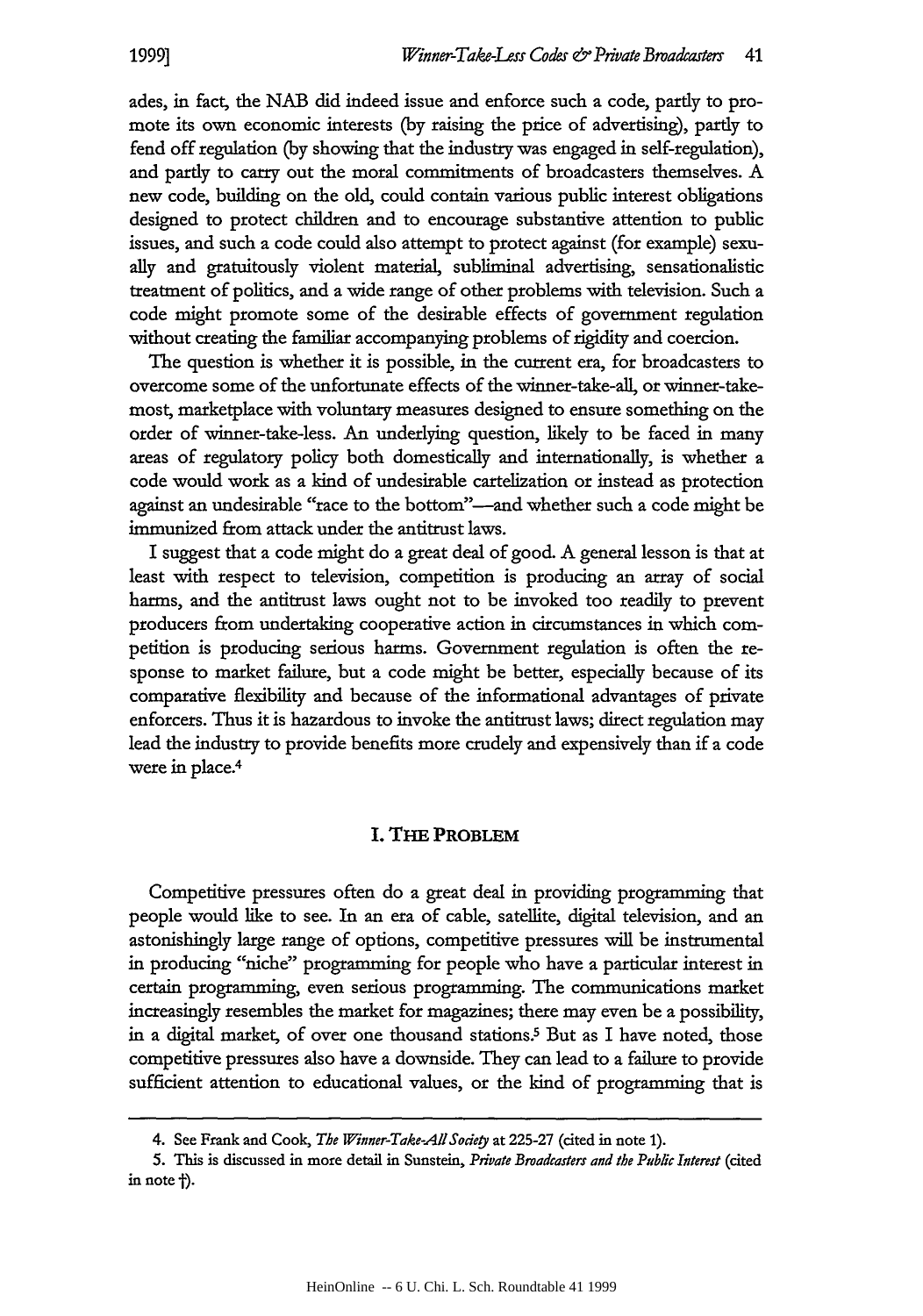ades, in fact, the NAB did indeed issue and enforce such a code, partly to promote its own economic interests (by raising the price of advertising), partly to fend off regulation (by showing that the industry was engaged in self-regulation), and partly to carry out the moral commitments of broadcasters themselves. A new code, building on the old, could contain various public interest obligations designed to protect children and to encourage substantive attention to public issues, and such a code could also attempt to protect against (for example) sexually and gratuitously violent material, subliminal advertising, sensationalistic treatment of politics, and a wide range of other problems with television. Such a code might promote some of the desirable effects of government regulation without creating the familiar accompanying problems of rigidity and coercion.

The question is whether it is possible, in the current era, for broadcasters to overcome some of the unfortunate effects of the winner-take-all, or winner-take-most, marketplace with voluntary measures designed to ensure something on the order of winner-take-less. An underlying question, likely to be faced in many areas of regulatory policy both domestically and internationally, is whether a code would work as a kind of undesirable cartelization or instead as protection against an undesirable "race to the bottom"—and whether such a code might be immunized from attack under the antitrust laws.

I suggest that a code might do a great deal of good. A general lesson is that at least with respect to television, competition is producing an array of social harms, and the antitrust laws ought not to be invoked too readily to prevent producers from undertaking cooperative action in circumstances in which competition is producing serious harms. Government regulation is often the response to market failure, but a code might be better, especially because of its comparative flexibility and because of the informational advantages of private enforcers. Thus it is hazardous to invoke the antitrust laws; direct regulation may lead the industry to provide benefits more crudely and expensively than if a code were in place.[4]

## I. The Problem

Competitive pressures often do a great deal in providing programming that people would like to see. In an era of cable, satellite, digital television, and an astonishingly large range of options, competitive pressures will be instrumental in producing "niche" programming for people who have a particular interest in certain programming, even serious programming. The communications market increasingly resembles the market for magazines; there may even be a possibility, in a digital market, of over one thousand stations.[5] But as I have noted, those competitive pressures also have a downside. They can lead to a failure to provide sufficient attention to educational values, or the kind of programming that is

---

4. See Frank and Cook, *The Winner-Take-All Society* at 225-27 (cited in note 1).

5. This is discussed in more detail in Sunstein, *Private Broadcasters and the Public Interest* (cited in note †).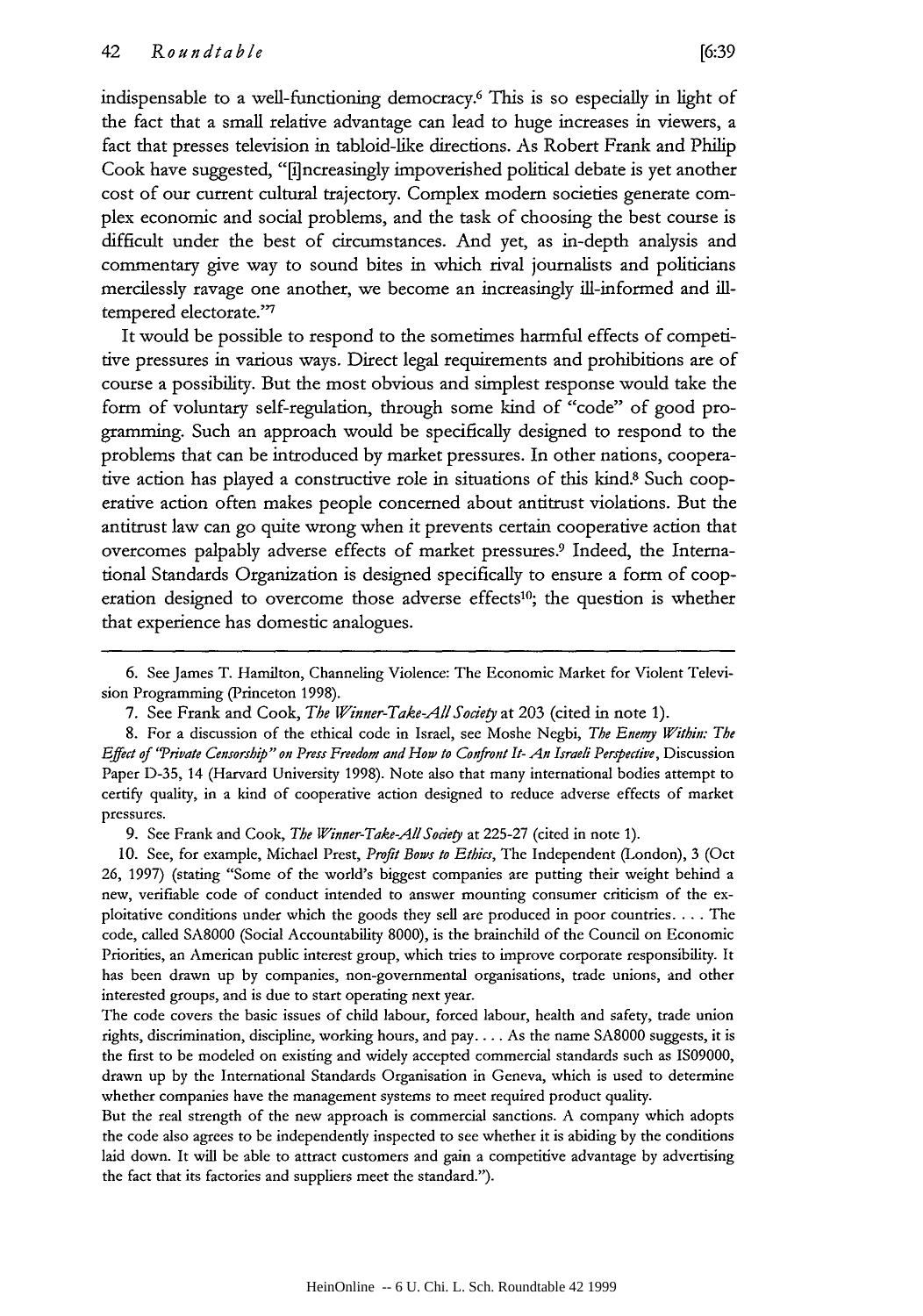indispensable to a well-functioning democracy.[6] This is so especially in light of the fact that a small relative advantage can lead to huge increases in viewers, a fact that presses television in tabloid-like directions. As Robert Frank and Philip Cook have suggested, "[i]ncreasingly impoverished political debate is yet another cost of our current cultural trajectory. Complex modern societies generate complex economic and social problems, and the task of choosing the best course is difficult under the best of circumstances. And yet, as in-depth analysis and commentary give way to sound bites in which rival journalists and politicians mercilessly ravage one another, we become an increasingly ill-informed and ill-tempered electorate."[7]

It would be possible to respond to the sometimes harmful effects of competitive pressures in various ways. Direct legal requirements and prohibitions are of course a possibility. But the most obvious and simplest response would take the form of voluntary self-regulation, through some kind of "code" of good programming. Such an approach would be specifically designed to respond to the problems that can be introduced by market pressures. In other nations, cooperative action has played a constructive role in situations of this kind.[8] Such cooperative action often makes people concerned about antitrust violations. But the antitrust law can go quite wrong when it prevents certain cooperative action that overcomes palpably adverse effects of market pressures.[9] Indeed, the International Standards Organization is designed specifically to ensure a form of cooperation designed to overcome those adverse effects[10]; the question is whether that experience has domestic analogues.

---

6. See James T. Hamilton, Channeling Violence: The Economic Market for Violent Television Programming (Princeton 1998).

7. See Frank and Cook, *The Winner-Take-All Society* at 203 (cited in note 1).

8. For a discussion of the ethical code in Israel, see Moshe Negbi, *The Enemy Within: The Effect of "Private Censorship" on Press Freedom and How to Confront It- An Israeli Perspective*, Discussion Paper D-35, 14 (Harvard University 1998). Note also that many international bodies attempt to certify quality, in a kind of cooperative action designed to reduce adverse effects of market pressures.

9. See Frank and Cook, *The Winner-Take-All Society* at 225-27 (cited in note 1).

10. See, for example, Michael Prest, *Profit Bows to Ethics*, The Independent (London), 3 (Oct 26, 1997) (stating "Some of the world's biggest companies are putting their weight behind a new, verifiable code of conduct intended to answer mounting consumer criticism of the exploitative conditions under which the goods they sell are produced in poor countries. . . . The code, called SA8000 (Social Accountability 8000), is the brainchild of the Council on Economic Priorities, an American public interest group, which tries to improve corporate responsibility. It has been drawn up by companies, non-governmental organisations, trade unions, and other interested groups, and is due to start operating next year.

The code covers the basic issues of child labour, forced labour, health and safety, trade union rights, discrimination, discipline, working hours, and pay. . . . As the name SA8000 suggests, it is the first to be modeled on existing and widely accepted commercial standards such as IS09000, drawn up by the International Standards Organisation in Geneva, which is used to determine whether companies have the management systems to meet required product quality.

But the real strength of the new approach is commercial sanctions. A company which adopts the code also agrees to be independently inspected to see whether it is abiding by the conditions laid down. It will be able to attract customers and gain a competitive advantage by advertising the fact that its factories and suppliers meet the standard.").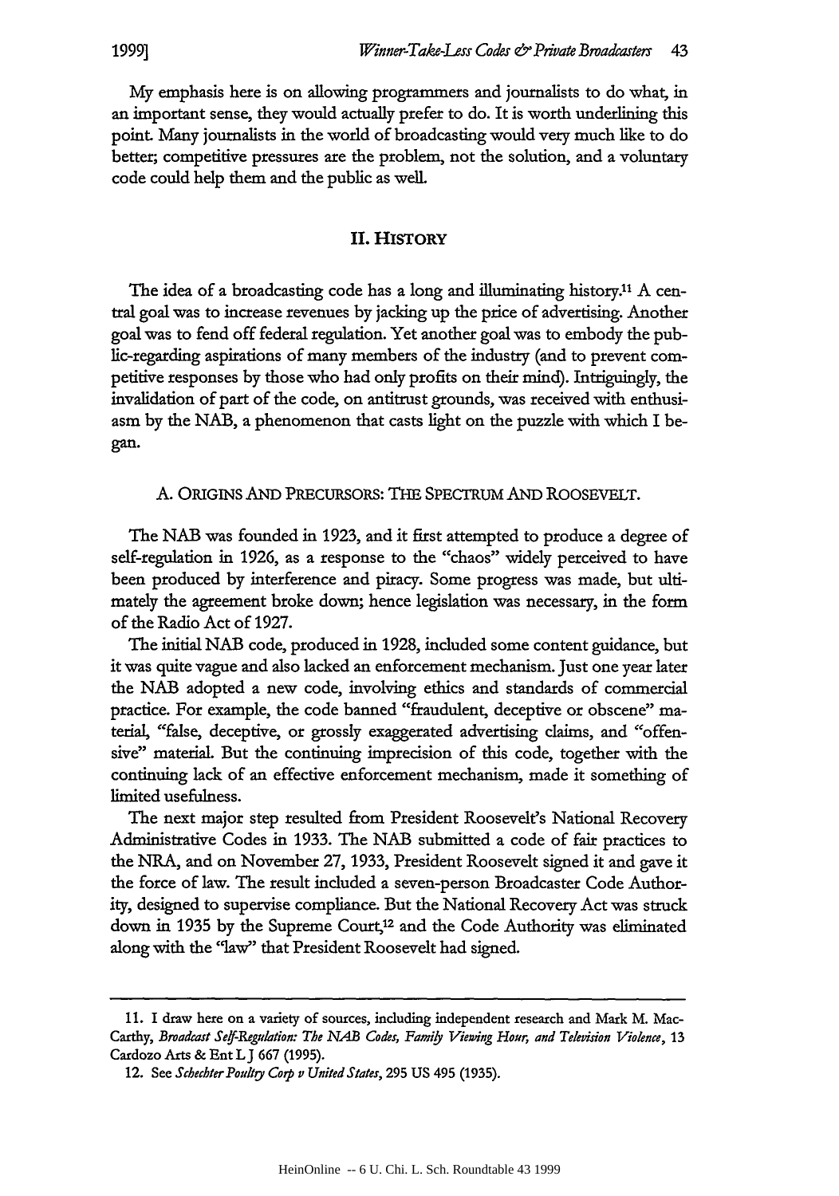My emphasis here is on allowing programmers and journalists to do what, in an important sense, they would actually prefer to do. It is worth underlining this point. Many journalists in the world of broadcasting would very much like to do better; competitive pressures are the problem, not the solution, and a voluntary code could help them and the public as well.

## II. HISTORY

The idea of a broadcasting code has a long and illuminating history.[11] A central goal was to increase revenues by jacking up the price of advertising. Another goal was to fend off federal regulation. Yet another goal was to embody the public-regarding aspirations of many members of the industry (and to prevent competitive responses by those who had only profits on their mind). Intriguingly, the invalidation of part of the code, on antitrust grounds, was received with enthusiasm by the NAB, a phenomenon that casts light on the puzzle with which I began.

### A. ORIGINS AND PRECURSORS: THE SPECTRUM AND ROOSEVELT.

The NAB was founded in 1923, and it first attempted to produce a degree of self-regulation in 1926, as a response to the "chaos" widely perceived to have been produced by interference and piracy. Some progress was made, but ultimately the agreement broke down; hence legislation was necessary, in the form of the Radio Act of 1927.

The initial NAB code, produced in 1928, included some content guidance, but it was quite vague and also lacked an enforcement mechanism. Just one year later the NAB adopted a new code, involving ethics and standards of commercial practice. For example, the code banned "fraudulent, deceptive or obscene" material, "false, deceptive, or grossly exaggerated advertising claims, and "offensive" material. But the continuing imprecision of this code, together with the continuing lack of an effective enforcement mechanism, made it something of limited usefulness.

The next major step resulted from President Roosevelt's National Recovery Administrative Codes in 1933. The NAB submitted a code of fair practices to the NRA, and on November 27, 1933, President Roosevelt signed it and gave it the force of law. The result included a seven-person Broadcaster Code Authority, designed to supervise compliance. But the National Recovery Act was struck down in 1935 by the Supreme Court,[12] and the Code Authority was eliminated along with the "law" that President Roosevelt had signed.

---

11. I draw here on a variety of sources, including independent research and Mark M. MacCarthy, *Broadcast Self-Regulation: The NAB Codes, Family Viewing Hour, and Television Violence*, 13 Cardozo Arts & Ent L J 667 (1995).

12. See *Schechter Poultry Corp v United States*, 295 US 495 (1935).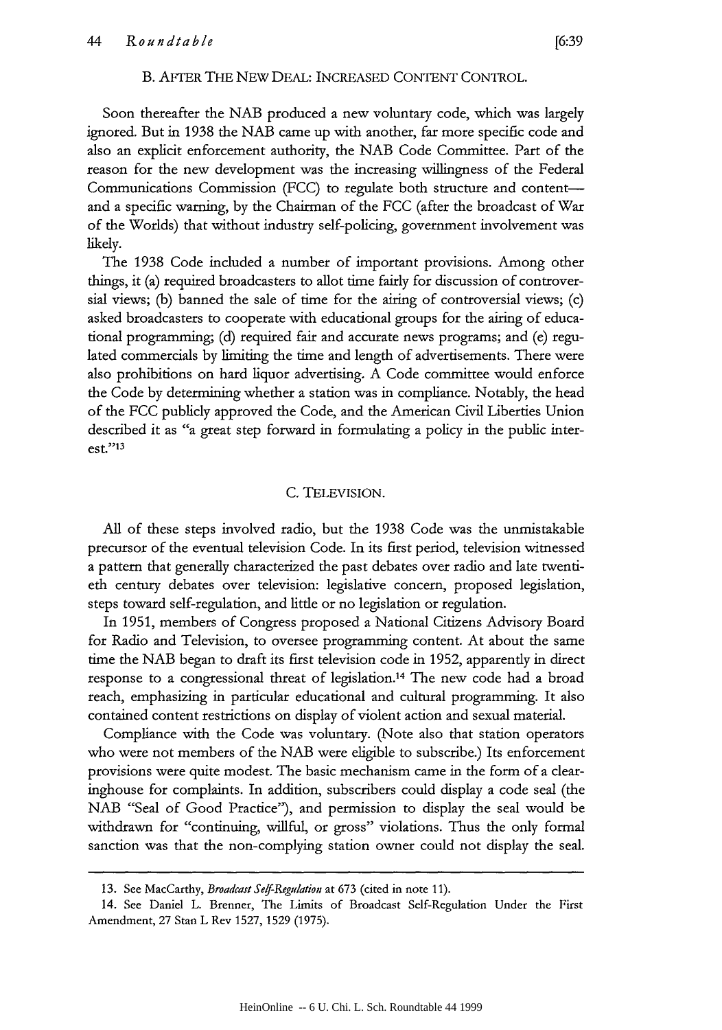### B. AFTER THE NEW DEAL: INCREASED CONTENT CONTROL.

Soon thereafter the NAB produced a new voluntary code, which was largely ignored. But in 1938 the NAB came up with another, far more specific code and also an explicit enforcement authority, the NAB Code Committee. Part of the reason for the new development was the increasing willingness of the Federal Communications Commission (FCC) to regulate both structure and content—and a specific warning, by the Chairman of the FCC (after the broadcast of War of the Worlds) that without industry self-policing, government involvement was likely.

The 1938 Code included a number of important provisions. Among other things, it (a) required broadcasters to allot time fairly for discussion of controversial views; (b) banned the sale of time for the airing of controversial views; (c) asked broadcasters to cooperate with educational groups for the airing of educational programming; (d) required fair and accurate news programs; and (e) regulated commercials by limiting the time and length of advertisements. There were also prohibitions on hard liquor advertising. A Code committee would enforce the Code by determining whether a station was in compliance. Notably, the head of the FCC publicly approved the Code, and the American Civil Liberties Union described it as "a great step forward in formulating a policy in the public interest."[13]

### C. TELEVISION.

All of these steps involved radio, but the 1938 Code was the unmistakable precursor of the eventual television Code. In its first period, television witnessed a pattern that generally characterized the past debates over radio and late twentieth century debates over television: legislative concern, proposed legislation, steps toward self-regulation, and little or no legislation or regulation.

In 1951, members of Congress proposed a National Citizens Advisory Board for Radio and Television, to oversee programming content. At about the same time the NAB began to draft its first television code in 1952, apparently in direct response to a congressional threat of legislation.[14] The new code had a broad reach, emphasizing in particular educational and cultural programming. It also contained content restrictions on display of violent action and sexual material.

Compliance with the Code was voluntary. (Note also that station operators who were not members of the NAB were eligible to subscribe.) Its enforcement provisions were quite modest. The basic mechanism came in the form of a clearinghouse for complaints. In addition, subscribers could display a code seal (the NAB "Seal of Good Practice"), and permission to display the seal would be withdrawn for "continuing, willful, or gross" violations. Thus the only formal sanction was that the non-complying station owner could not display the seal.

---

13. See MacCarthy, *Broadcast Self-Regulation* at 673 (cited in note 11).

14. See Daniel L. Brenner, The Limits of Broadcast Self-Regulation Under the First Amendment, 27 Stan L Rev 1527, 1529 (1975).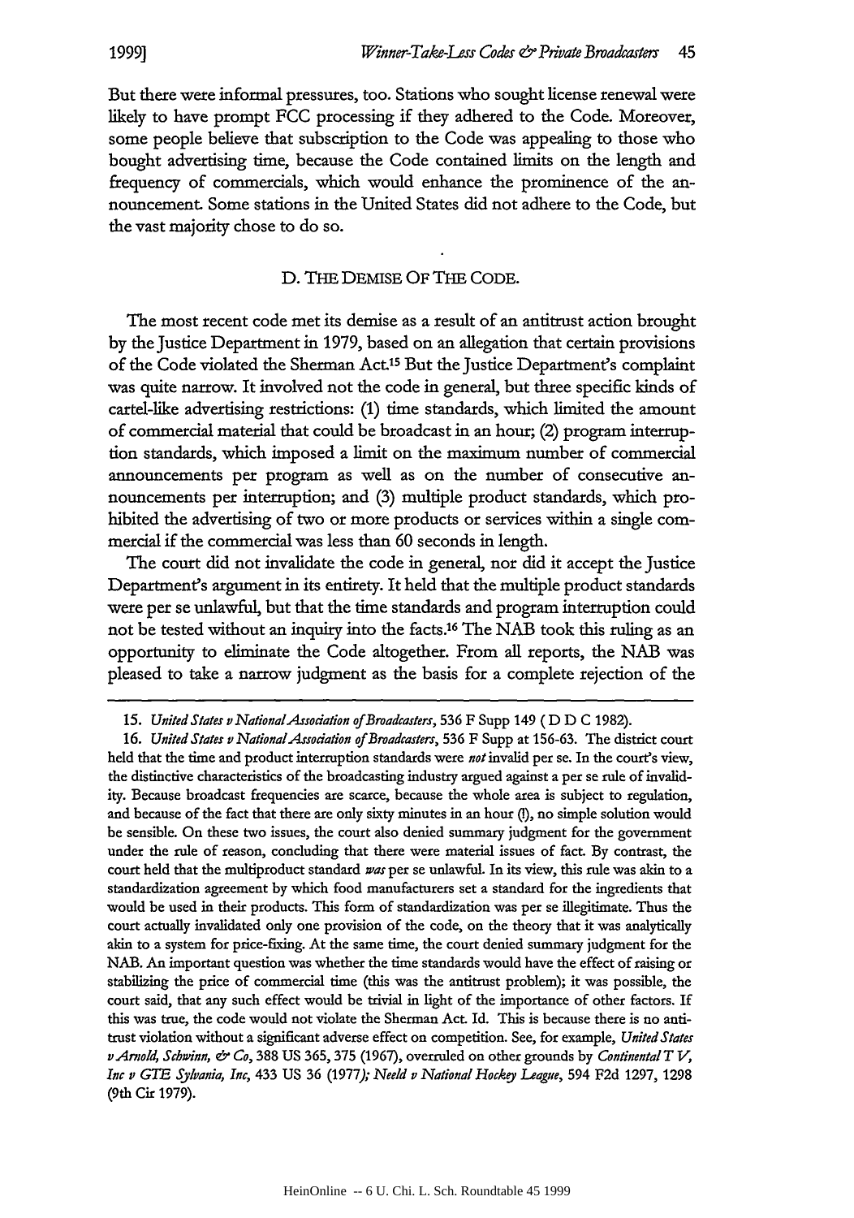But there were informal pressures, too. Stations who sought license renewal were likely to have prompt FCC processing if they adhered to the Code. Moreover, some people believe that subscription to the Code was appealing to those who bought advertising time, because the Code contained limits on the length and frequency of commercials, which would enhance the prominence of the announcement. Some stations in the United States did not adhere to the Code, but the vast majority chose to do so.

### D. The Demise Of The Code.

The most recent code met its demise as a result of an antitrust action brought by the Justice Department in 1979, based on an allegation that certain provisions of the Code violated the Sherman Act.[15] But the Justice Department's complaint was quite narrow. It involved not the code in general, but three specific kinds of cartel-like advertising restrictions: (1) time standards, which limited the amount of commercial material that could be broadcast in an hour; (2) program interruption standards, which imposed a limit on the maximum number of commercial announcements per program as well as on the number of consecutive announcements per interruption; and (3) multiple product standards, which prohibited the advertising of two or more products or services within a single commercial if the commercial was less than 60 seconds in length.

The court did not invalidate the code in general, nor did it accept the Justice Department's argument in its entirety. It held that the multiple product standards were per se unlawful, but that the time standards and program interruption could not be tested without an inquiry into the facts.[16] The NAB took this ruling as an opportunity to eliminate the Code altogether. From all reports, the NAB was pleased to take a narrow judgment as the basis for a complete rejection of the

---

15. *United States v National Association of Broadcasters*, 536 F Supp 149 ( D D C 1982).

16. *United States v National Association of Broadcasters*, 536 F Supp at 156-63. The district court held that the time and product interruption standards were *not* invalid per se. In the court's view, the distinctive characteristics of the broadcasting industry argued against a per se rule of invalidity. Because broadcast frequencies are scarce, because the whole area is subject to regulation, and because of the fact that there are only sixty minutes in an hour (!), no simple solution would be sensible. On these two issues, the court also denied summary judgment for the government under the rule of reason, concluding that there were material issues of fact. By contrast, the court held that the multiproduct standard *was* per se unlawful. In its view, this rule was akin to a standardization agreement by which food manufacturers set a standard for the ingredients that would be used in their products. This form of standardization was per se illegitimate. Thus the court actually invalidated only one provision of the code, on the theory that it was analytically akin to a system for price-fixing. At the same time, the court denied summary judgment for the NAB. An important question was whether the time standards would have the effect of raising or stabilizing the price of commercial time (this was the antitrust problem); it was possible, the court said, that any such effect would be trivial in light of the importance of other factors. If this was true, the code would not violate the Sherman Act. Id. This is because there is no antitrust violation without a significant adverse effect on competition. See, for example, *United States v Arnold, Schwinn, & Co*, 388 US 365, 375 (1967), overruled on other grounds by *Continental T V, Inc v GTE Sylvania, Inc*, 433 US 36 (1977); *Neeld v National Hockey League*, 594 F2d 1297, 1298 (9th Cir 1979).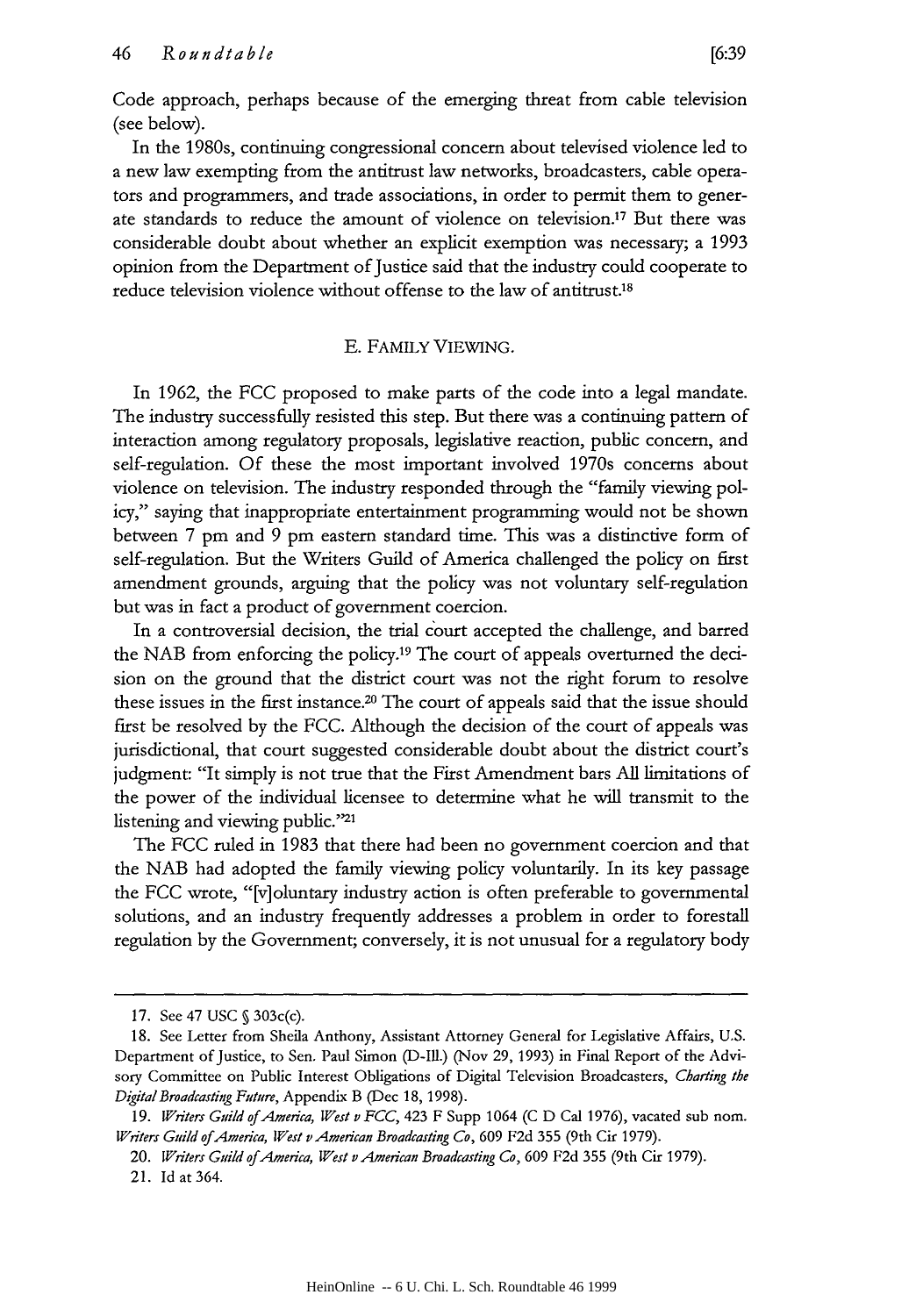Code approach, perhaps because of the emerging threat from cable television (see below).

In the 1980s, continuing congressional concern about televised violence led to a new law exempting from the antitrust law networks, broadcasters, cable operators and programmers, and trade associations, in order to permit them to generate standards to reduce the amount of violence on television.[17] But there was considerable doubt about whether an explicit exemption was necessary; a 1993 opinion from the Department of Justice said that the industry could cooperate to reduce television violence without offense to the law of antitrust.[18]

### E. FAMILY VIEWING.

In 1962, the FCC proposed to make parts of the code into a legal mandate. The industry successfully resisted this step. But there was a continuing pattern of interaction among regulatory proposals, legislative reaction, public concern, and self-regulation. Of these the most important involved 1970s concerns about violence on television. The industry responded through the "family viewing policy," saying that inappropriate entertainment programming would not be shown between 7 pm and 9 pm eastern standard time. This was a distinctive form of self-regulation. But the Writers Guild of America challenged the policy on first amendment grounds, arguing that the policy was not voluntary self-regulation but was in fact a product of government coercion.

In a controversial decision, the trial court accepted the challenge, and barred the NAB from enforcing the policy.[19] The court of appeals overturned the decision on the ground that the district court was not the right forum to resolve these issues in the first instance.[20] The court of appeals said that the issue should first be resolved by the FCC. Although the decision of the court of appeals was jurisdictional, that court suggested considerable doubt about the district court's judgment: "It simply is not true that the First Amendment bars All limitations of the power of the individual licensee to determine what he will transmit to the listening and viewing public."[21]

The FCC ruled in 1983 that there had been no government coercion and that the NAB had adopted the family viewing policy voluntarily. In its key passage the FCC wrote, "[v]oluntary industry action is often preferable to governmental solutions, and an industry frequently addresses a problem in order to forestall regulation by the Government; conversely, it is not unusual for a regulatory body

---

17. See 47 USC § 303c(c).

18. See Letter from Sheila Anthony, Assistant Attorney General for Legislative Affairs, U.S. Department of Justice, to Sen. Paul Simon (D-Ill.) (Nov 29, 1993) in Final Report of the Advisory Committee on Public Interest Obligations of Digital Television Broadcasters, *Charting the Digital Broadcasting Future*, Appendix B (Dec 18, 1998).

19. *Writers Guild of America, West v FCC*, 423 F Supp 1064 (C D Cal 1976), vacated sub nom. *Writers Guild of America, West v American Broadcasting Co*, 609 F2d 355 (9th Cir 1979).

20. *Writers Guild of America, West v American Broadcasting Co*, 609 F2d 355 (9th Cir 1979).

21. Id at 364.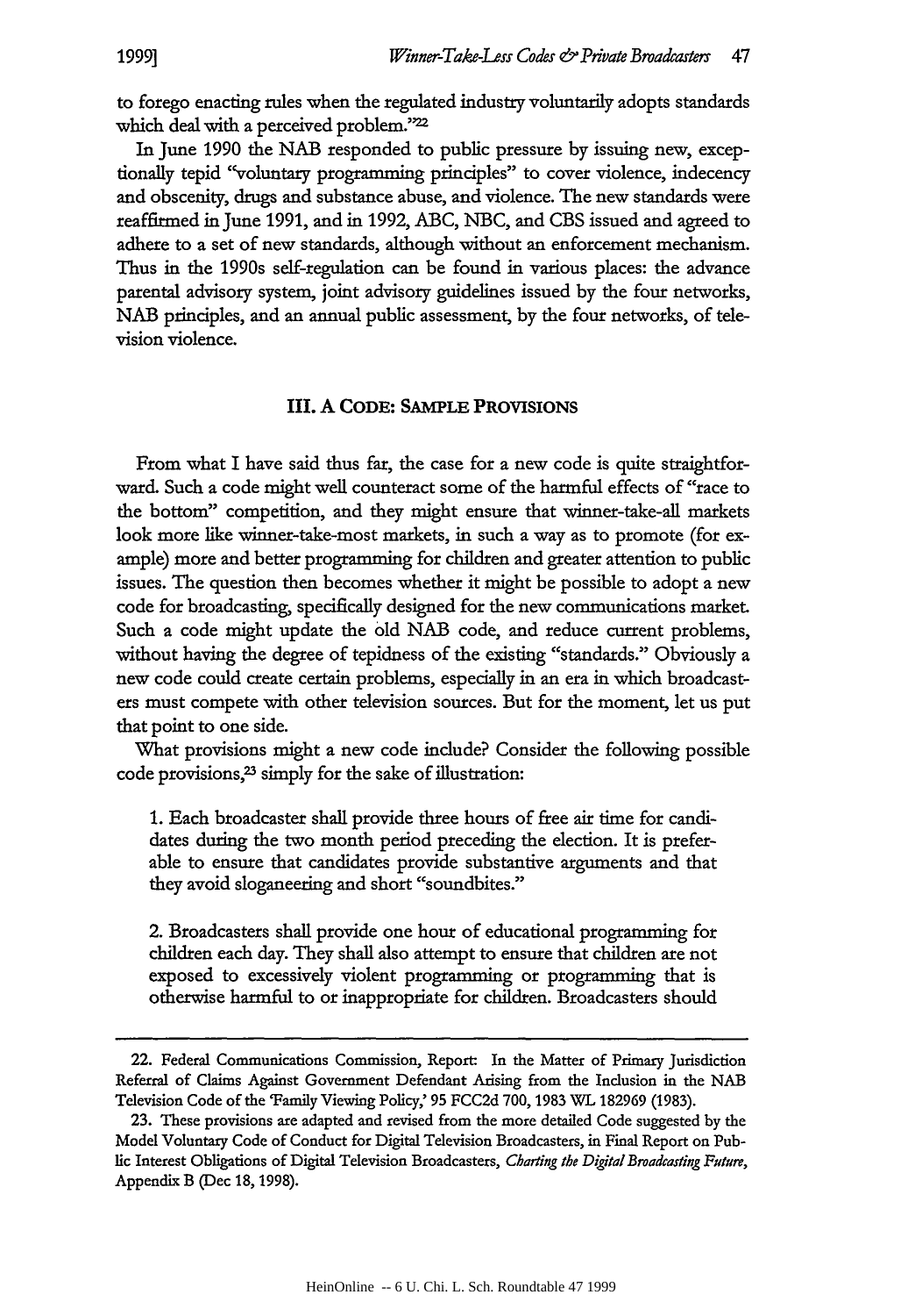to forego enacting rules when the regulated industry voluntarily adopts standards which deal with a perceived problem."[22]

In June 1990 the NAB responded to public pressure by issuing new, exceptionally tepid "voluntary programming principles" to cover violence, indecency and obscenity, drugs and substance abuse, and violence. The new standards were reaffirmed in June 1991, and in 1992, ABC, NBC, and CBS issued and agreed to adhere to a set of new standards, although without an enforcement mechanism. Thus in the 1990s self-regulation can be found in various places: the advance parental advisory system, joint advisory guidelines issued by the four networks, NAB principles, and an annual public assessment, by the four networks, of television violence.

## III. A Code: Sample Provisions

From what I have said thus far, the case for a new code is quite straightforward. Such a code might well counteract some of the harmful effects of "race to the bottom" competition, and they might ensure that winner-take-all markets look more like winner-take-most markets, in such a way as to promote (for example) more and better programming for children and greater attention to public issues. The question then becomes whether it might be possible to adopt a new code for broadcasting, specifically designed for the new communications market. Such a code might update the old NAB code, and reduce current problems, without having the degree of tepidness of the existing "standards." Obviously a new code could create certain problems, especially in an era in which broadcasters must compete with other television sources. But for the moment, let us put that point to one side.

What provisions might a new code include? Consider the following possible code provisions,[23] simply for the sake of illustration:

> 1. Each broadcaster shall provide three hours of free air time for candidates during the two month period preceding the election. It is preferable to ensure that candidates provide substantive arguments and that they avoid sloganeering and short "soundbites."
>
> 2. Broadcasters shall provide one hour of educational programming for children each day. They shall also attempt to ensure that children are not exposed to excessively violent programming or programming that is otherwise harmful to or inappropriate for children. Broadcasters should

---

22. Federal Communications Commission, Report: In the Matter of Primary Jurisdiction Referral of Claims Against Government Defendant Arising from the Inclusion in the NAB Television Code of the 'Family Viewing Policy,' 95 FCC2d 700, 1983 WL 182969 (1983).

23. These provisions are adapted and revised from the more detailed Code suggested by the Model Voluntary Code of Conduct for Digital Television Broadcasters, in Final Report on Public Interest Obligations of Digital Television Broadcasters, *Charting the Digital Broadcasting Future*, Appendix B (Dec 18, 1998).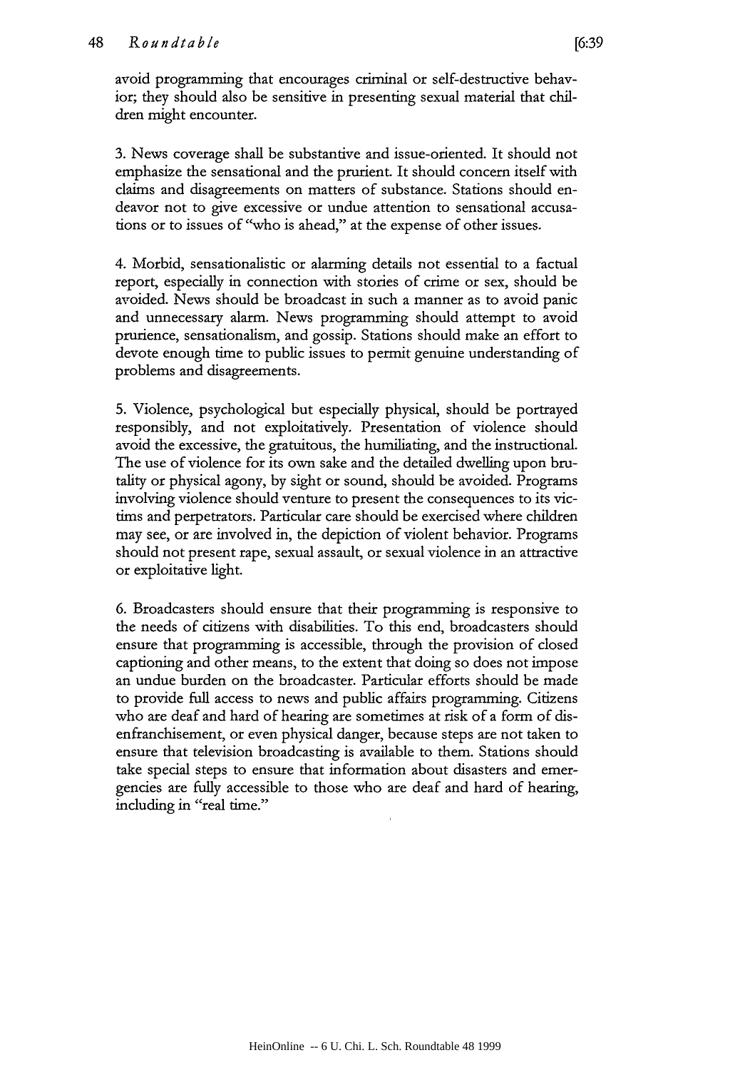avoid programming that encourages criminal or self-destructive behavior; they should also be sensitive in presenting sexual material that children might encounter.

3. News coverage shall be substantive and issue-oriented. It should not emphasize the sensational and the prurient. It should concern itself with claims and disagreements on matters of substance. Stations should endeavor not to give excessive or undue attention to sensational accusations or to issues of "who is ahead," at the expense of other issues.

4. Morbid, sensationalistic or alarming details not essential to a factual report, especially in connection with stories of crime or sex, should be avoided. News should be broadcast in such a manner as to avoid panic and unnecessary alarm. News programming should attempt to avoid prurience, sensationalism, and gossip. Stations should make an effort to devote enough time to public issues to permit genuine understanding of problems and disagreements.

5. Violence, psychological but especially physical, should be portrayed responsibly, and not exploitatively. Presentation of violence should avoid the excessive, the gratuitous, the humiliating, and the instructional. The use of violence for its own sake and the detailed dwelling upon brutality or physical agony, by sight or sound, should be avoided. Programs involving violence should venture to present the consequences to its victims and perpetrators. Particular care should be exercised where children may see, or are involved in, the depiction of violent behavior. Programs should not present rape, sexual assault, or sexual violence in an attractive or exploitative light.

6. Broadcasters should ensure that their programming is responsive to the needs of citizens with disabilities. To this end, broadcasters should ensure that programming is accessible, through the provision of closed captioning and other means, to the extent that doing so does not impose an undue burden on the broadcaster. Particular efforts should be made to provide full access to news and public affairs programming. Citizens who are deaf and hard of hearing are sometimes at risk of a form of disenfranchisement, or even physical danger, because steps are not taken to ensure that television broadcasting is available to them. Stations should take special steps to ensure that information about disasters and emergencies are fully accessible to those who are deaf and hard of hearing, including in "real time."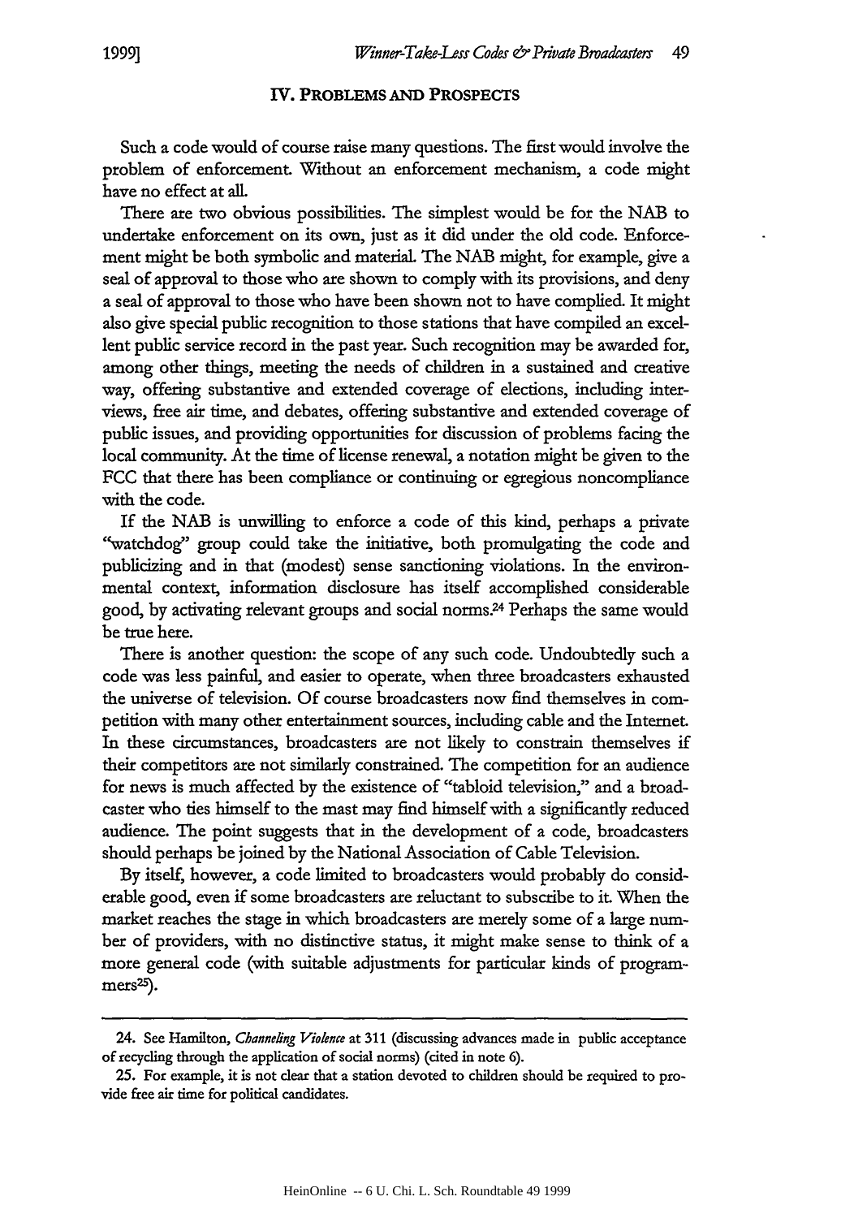## IV. PROBLEMS AND PROSPECTS

Such a code would of course raise many questions. The first would involve the problem of enforcement. Without an enforcement mechanism, a code might have no effect at all.

There are two obvious possibilities. The simplest would be for the NAB to undertake enforcement on its own, just as it did under the old code. Enforcement might be both symbolic and material. The NAB might, for example, give a seal of approval to those who are shown to comply with its provisions, and deny a seal of approval to those who have been shown not to have complied. It might also give special public recognition to those stations that have compiled an excellent public service record in the past year. Such recognition may be awarded for, among other things, meeting the needs of children in a sustained and creative way, offering substantive and extended coverage of elections, including interviews, free air time, and debates, offering substantive and extended coverage of public issues, and providing opportunities for discussion of problems facing the local community. At the time of license renewal, a notation might be given to the FCC that there has been compliance or continuing or egregious noncompliance with the code.

If the NAB is unwilling to enforce a code of this kind, perhaps a private "watchdog" group could take the initiative, both promulgating the code and publicizing and in that (modest) sense sanctioning violations. In the environmental context, information disclosure has itself accomplished considerable good, by activating relevant groups and social norms.[24] Perhaps the same would be true here.

There is another question: the scope of any such code. Undoubtedly such a code was less painful, and easier to operate, when three broadcasters exhausted the universe of television. Of course broadcasters now find themselves in competition with many other entertainment sources, including cable and the Internet. In these circumstances, broadcasters are not likely to constrain themselves if their competitors are not similarly constrained. The competition for an audience for news is much affected by the existence of "tabloid television," and a broadcaster who ties himself to the mast may find himself with a significantly reduced audience. The point suggests that in the development of a code, broadcasters should perhaps be joined by the National Association of Cable Television.

By itself, however, a code limited to broadcasters would probably do considerable good, even if some broadcasters are reluctant to subscribe to it. When the market reaches the stage in which broadcasters are merely some of a large number of providers, with no distinctive status, it might make sense to think of a more general code (with suitable adjustments for particular kinds of programmers[25]).

---

24. See Hamilton, *Channeling Violence* at 311 (discussing advances made in public acceptance of recycling through the application of social norms) (cited in note 6).

25. For example, it is not clear that a station devoted to children should be required to provide free air time for political candidates.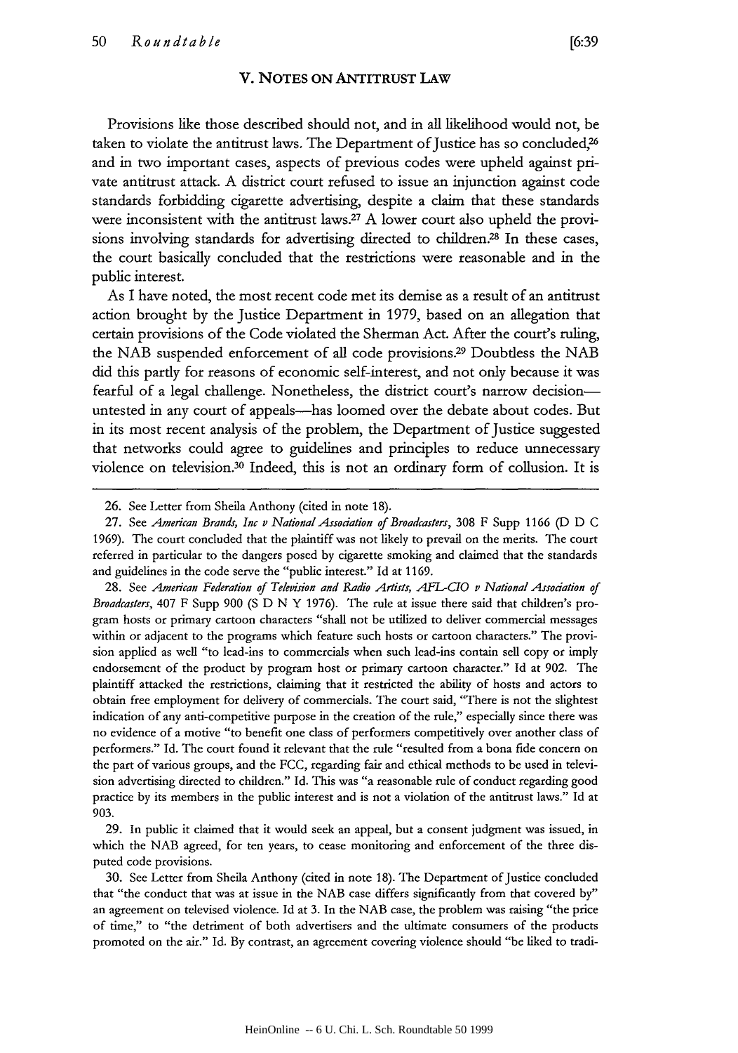## V. NOTES ON ANTITRUST LAW

Provisions like those described should not, and in all likelihood would not, be taken to violate the antitrust laws. The Department of Justice has so concluded,[26] and in two important cases, aspects of previous codes were upheld against private antitrust attack. A district court refused to issue an injunction against code standards forbidding cigarette advertising, despite a claim that these standards were inconsistent with the antitrust laws.[27] A lower court also upheld the provisions involving standards for advertising directed to children.[28] In these cases, the court basically concluded that the restrictions were reasonable and in the public interest.

As I have noted, the most recent code met its demise as a result of an antitrust action brought by the Justice Department in 1979, based on an allegation that certain provisions of the Code violated the Sherman Act. After the court's ruling, the NAB suspended enforcement of all code provisions.[29] Doubtless the NAB did this partly for reasons of economic self-interest, and not only because it was fearful of a legal challenge. Nonetheless, the district court's narrow decision—untested in any court of appeals—has loomed over the debate about codes. But in its most recent analysis of the problem, the Department of Justice suggested that networks could agree to guidelines and principles to reduce unnecessary violence on television.[30] Indeed, this is not an ordinary form of collusion. It is

---

26. See Letter from Sheila Anthony (cited in note 18).

27. See *American Brands, Inc v National Association of Broadcasters*, 308 F Supp 1166 (D D C 1969). The court concluded that the plaintiff was not likely to prevail on the merits. The court referred in particular to the dangers posed by cigarette smoking and claimed that the standards and guidelines in the code serve the "public interest." Id at 1169.

28. See *American Federation of Television and Radio Artists, AFL-CIO v National Association of Broadcasters*, 407 F Supp 900 (S D N Y 1976). The rule at issue there said that children's program hosts or primary cartoon characters "shall not be utilized to deliver commercial messages within or adjacent to the programs which feature such hosts or cartoon characters." The provision applied as well "to lead-ins to commercials when such lead-ins contain sell copy or imply endorsement of the product by program host or primary cartoon character." Id at 902. The plaintiff attacked the restrictions, claiming that it restricted the ability of hosts and actors to obtain free employment for delivery of commercials. The court said, "There is not the slightest indication of any anti-competitive purpose in the creation of the rule," especially since there was no evidence of a motive "to benefit one class of performers competitively over another class of performers." Id. The court found it relevant that the rule "resulted from a bona fide concern on the part of various groups, and the FCC, regarding fair and ethical methods to be used in television advertising directed to children." Id. This was "a reasonable rule of conduct regarding good practice by its members in the public interest and is not a violation of the antitrust laws." Id at 903.

29. In public it claimed that it would seek an appeal, but a consent judgment was issued, in which the NAB agreed, for ten years, to cease monitoring and enforcement of the three disputed code provisions.

30. See Letter from Sheila Anthony (cited in note 18). The Department of Justice concluded that "the conduct that was at issue in the NAB case differs significantly from that covered by" an agreement on televised violence. Id at 3. In the NAB case, the problem was raising "the price of time," to "the detriment of both advertisers and the ultimate consumers of the products promoted on the air." Id. By contrast, an agreement covering violence should "be liked to tradi-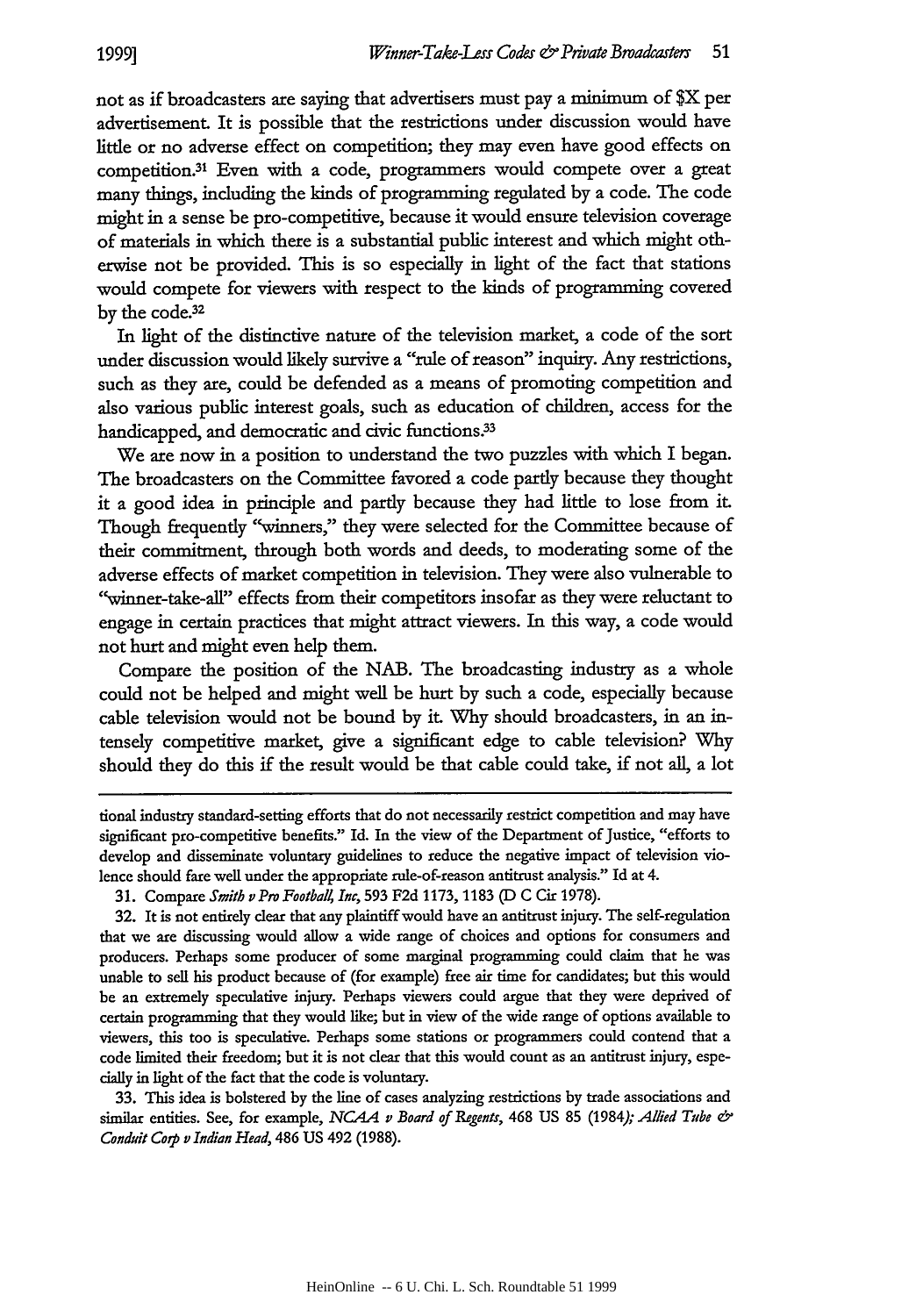not as if broadcasters are saying that advertisers must pay a minimum of $X per advertisement. It is possible that the restrictions under discussion would have little or no adverse effect on competition; they may even have good effects on competition.[31] Even with a code, programmers would compete over a great many things, including the kinds of programming regulated by a code. The code might in a sense be pro-competitive, because it would ensure television coverage of materials in which there is a substantial public interest and which might otherwise not be provided. This is so especially in light of the fact that stations would compete for viewers with respect to the kinds of programming covered by the code.[32]

In light of the distinctive nature of the television market, a code of the sort under discussion would likely survive a "rule of reason" inquiry. Any restrictions, such as they are, could be defended as a means of promoting competition and also various public interest goals, such as education of children, access for the handicapped, and democratic and civic functions.[33]

We are now in a position to understand the two puzzles with which I began. The broadcasters on the Committee favored a code partly because they thought it a good idea in principle and partly because they had little to lose from it. Though frequently "winners," they were selected for the Committee because of their commitment, through both words and deeds, to moderating some of the adverse effects of market competition in television. They were also vulnerable to "winner-take-all" effects from their competitors insofar as they were reluctant to engage in certain practices that might attract viewers. In this way, a code would not hurt and might even help them.

Compare the position of the NAB. The broadcasting industry as a whole could not be helped and might well be hurt by such a code, especially because cable television would not be bound by it. Why should broadcasters, in an intensely competitive market, give a significant edge to cable television? Why should they do this if the result would be that cable could take, if not all, a lot

---

tional industry standard-setting efforts that do not necessarily restrict competition and may have significant pro-competitive benefits." Id. In the view of the Department of Justice, "efforts to develop and disseminate voluntary guidelines to reduce the negative impact of television violence should fare well under the appropriate rule-of-reason antitrust analysis." Id at 4.

31. Compare *Smith v Pro Football, Inc*, 593 F2d 1173, 1183 (D C Cir 1978).

32. It is not entirely clear that any plaintiff would have an antitrust injury. The self-regulation that we are discussing would allow a wide range of choices and options for consumers and producers. Perhaps some producer of some marginal programming could claim that he was unable to sell his product because of (for example) free air time for candidates; but this would be an extremely speculative injury. Perhaps viewers could argue that they were deprived of certain programming that they would like; but in view of the wide range of options available to viewers, this too is speculative. Perhaps some stations or programmers could contend that a code limited their freedom; but it is not clear that this would count as an antitrust injury, especially in light of the fact that the code is voluntary.

33. This idea is bolstered by the line of cases analyzing restrictions by trade associations and similar entities. See, for example, *NCAA v Board of Regents*, 468 US 85 (1984); *Allied Tube & Conduit Corp v Indian Head*, 486 US 492 (1988).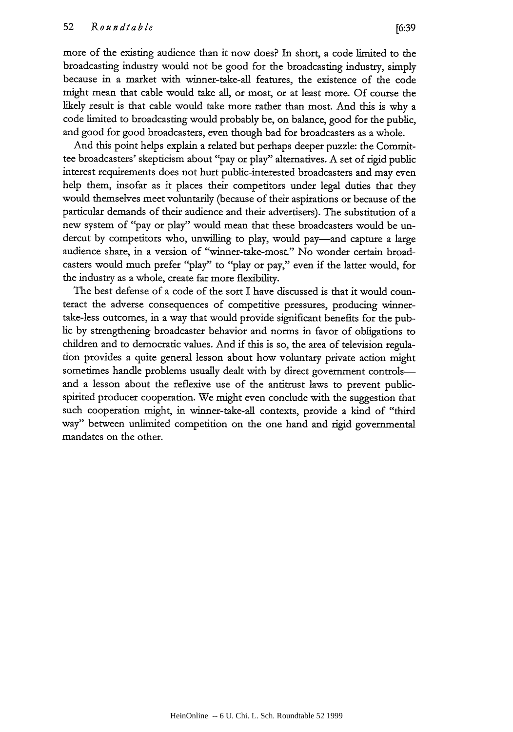more of the existing audience than it now does? In short, a code limited to the broadcasting industry would not be good for the broadcasting industry, simply because in a market with winner-take-all features, the existence of the code might mean that cable would take all, or most, or at least more. Of course the likely result is that cable would take more rather than most. And this is why a code limited to broadcasting would probably be, on balance, good for the public, and good for good broadcasters, even though bad for broadcasters as a whole.

And this point helps explain a related but perhaps deeper puzzle: the Committee broadcasters' skepticism about "pay or play" alternatives. A set of rigid public interest requirements does not hurt public-interested broadcasters and may even help them, insofar as it places their competitors under legal duties that they would themselves meet voluntarily (because of their aspirations or because of the particular demands of their audience and their advertisers). The substitution of a new system of "pay or play" would mean that these broadcasters would be undercut by competitors who, unwilling to play, would pay—and capture a large audience share, in a version of "winner-take-most." No wonder certain broadcasters would much prefer "play" to "play or pay," even if the latter would, for the industry as a whole, create far more flexibility.

The best defense of a code of the sort I have discussed is that it would counteract the adverse consequences of competitive pressures, producing winner-take-less outcomes, in a way that would provide significant benefits for the public by strengthening broadcaster behavior and norms in favor of obligations to children and to democratic values. And if this is so, the area of television regulation provides a quite general lesson about how voluntary private action might sometimes handle problems usually dealt with by direct government controls—and a lesson about the reflexive use of the antitrust laws to prevent public-spirited producer cooperation. We might even conclude with the suggestion that such cooperation might, in winner-take-all contexts, provide a kind of "third way" between unlimited competition on the one hand and rigid governmental mandates on the other.